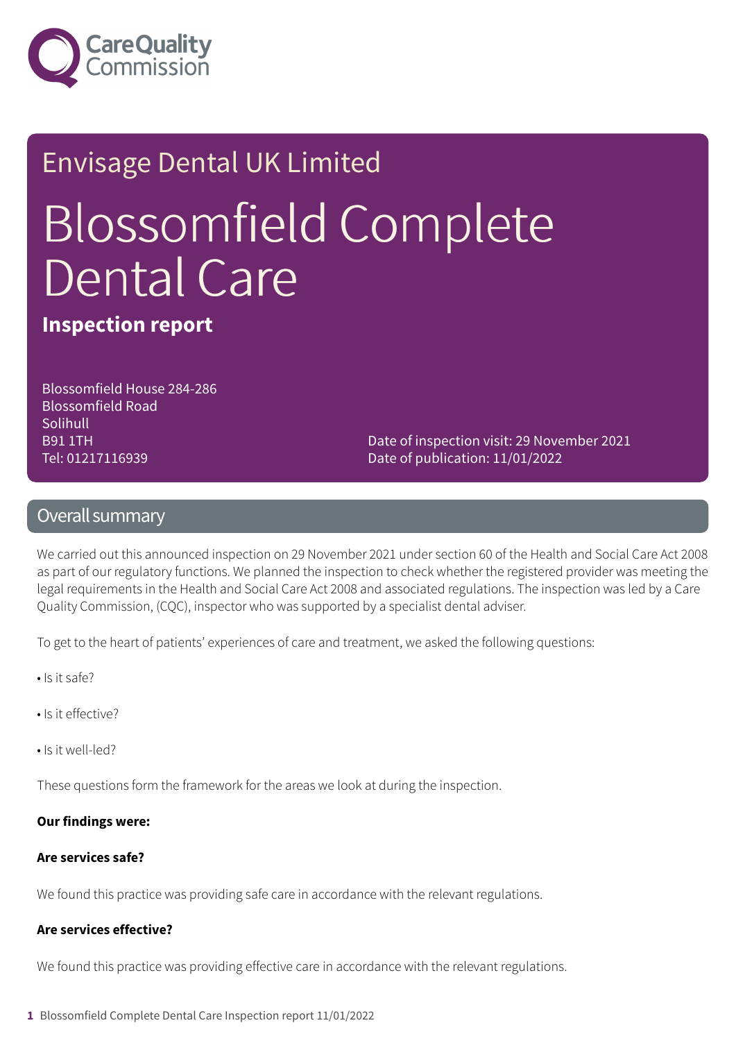Envisage Dental UK Limited

# Blossomfield Complete Dental Care

**Inspection report**

Blossomfield House 284-286
Blossomfield Road
Solihull
B91 1TH
Tel: 01217116939

Date of inspection visit: 29 November 2021
Date of publication: 11/01/2022

## Overall summary

We carried out this announced inspection on 29 November 2021 under section 60 of the Health and Social Care Act 2008 as part of our regulatory functions. We planned the inspection to check whether the registered provider was meeting the legal requirements in the Health and Social Care Act 2008 and associated regulations. The inspection was led by a Care Quality Commission, (CQC), inspector who was supported by a specialist dental adviser.

To get to the heart of patients' experiences of care and treatment, we asked the following questions:

- Is it safe?
- Is it effective?
- Is it well-led?

These questions form the framework for the areas we look at during the inspection.

**Our findings were:**

**Are services safe?**

We found this practice was providing safe care in accordance with the relevant regulations.

**Are services effective?**

We found this practice was providing effective care in accordance with the relevant regulations.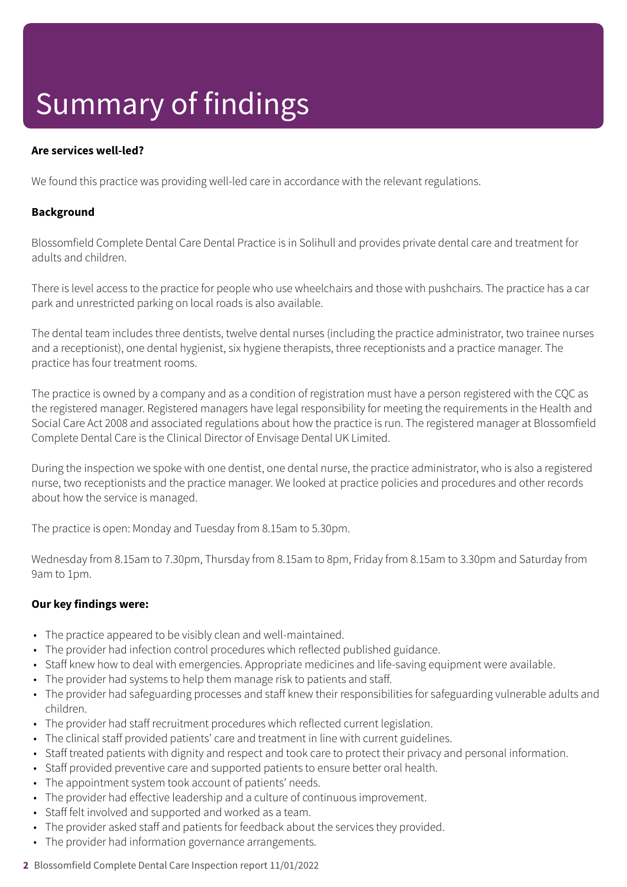# Summary of findings

**Are services well-led?**

We found this practice was providing well-led care in accordance with the relevant regulations.

**Background**

Blossomfield Complete Dental Care Dental Practice is in Solihull and provides private dental care and treatment for adults and children.

There is level access to the practice for people who use wheelchairs and those with pushchairs. The practice has a car park and unrestricted parking on local roads is also available.

The dental team includes three dentists, twelve dental nurses (including the practice administrator, two trainee nurses and a receptionist), one dental hygienist, six hygiene therapists, three receptionists and a practice manager. The practice has four treatment rooms.

The practice is owned by a company and as a condition of registration must have a person registered with the CQC as the registered manager. Registered managers have legal responsibility for meeting the requirements in the Health and Social Care Act 2008 and associated regulations about how the practice is run. The registered manager at Blossomfield Complete Dental Care is the Clinical Director of Envisage Dental UK Limited.

During the inspection we spoke with one dentist, one dental nurse, the practice administrator, who is also a registered nurse, two receptionists and the practice manager. We looked at practice policies and procedures and other records about how the service is managed.

The practice is open: Monday and Tuesday from 8.15am to 5.30pm.

Wednesday from 8.15am to 7.30pm, Thursday from 8.15am to 8pm, Friday from 8.15am to 3.30pm and Saturday from 9am to 1pm.

**Our key findings were:**

- The practice appeared to be visibly clean and well-maintained.
- The provider had infection control procedures which reflected published guidance.
- Staff knew how to deal with emergencies. Appropriate medicines and life-saving equipment were available.
- The provider had systems to help them manage risk to patients and staff.
- The provider had safeguarding processes and staff knew their responsibilities for safeguarding vulnerable adults and children.
- The provider had staff recruitment procedures which reflected current legislation.
- The clinical staff provided patients' care and treatment in line with current guidelines.
- Staff treated patients with dignity and respect and took care to protect their privacy and personal information.
- Staff provided preventive care and supported patients to ensure better oral health.
- The appointment system took account of patients' needs.
- The provider had effective leadership and a culture of continuous improvement.
- Staff felt involved and supported and worked as a team.
- The provider asked staff and patients for feedback about the services they provided.
- The provider had information governance arrangements.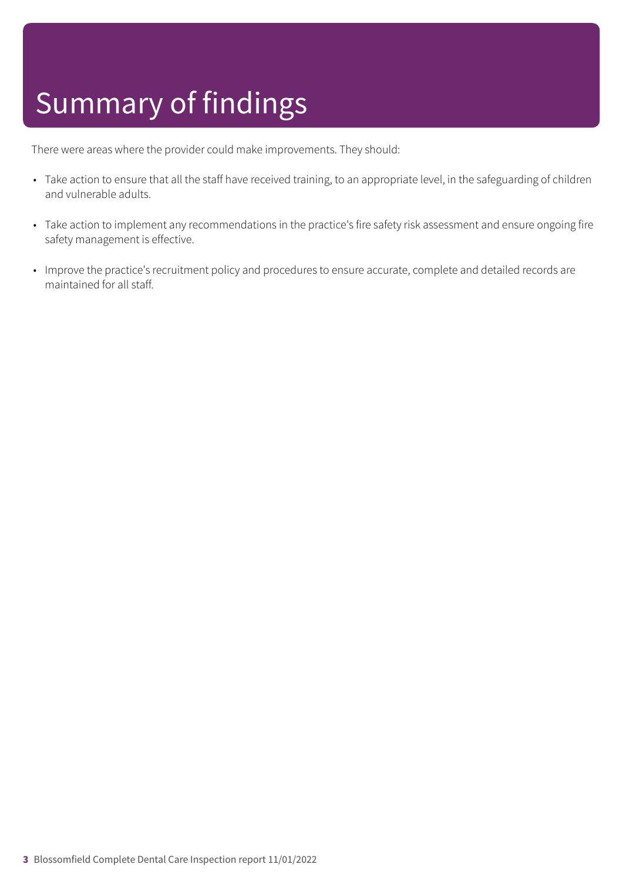# Summary of findings

There were areas where the provider could make improvements. They should:

- Take action to ensure that all the staff have received training, to an appropriate level, in the safeguarding of children and vulnerable adults.
- Take action to implement any recommendations in the practice's fire safety risk assessment and ensure ongoing fire safety management is effective.
- Improve the practice's recruitment policy and procedures to ensure accurate, complete and detailed records are maintained for all staff.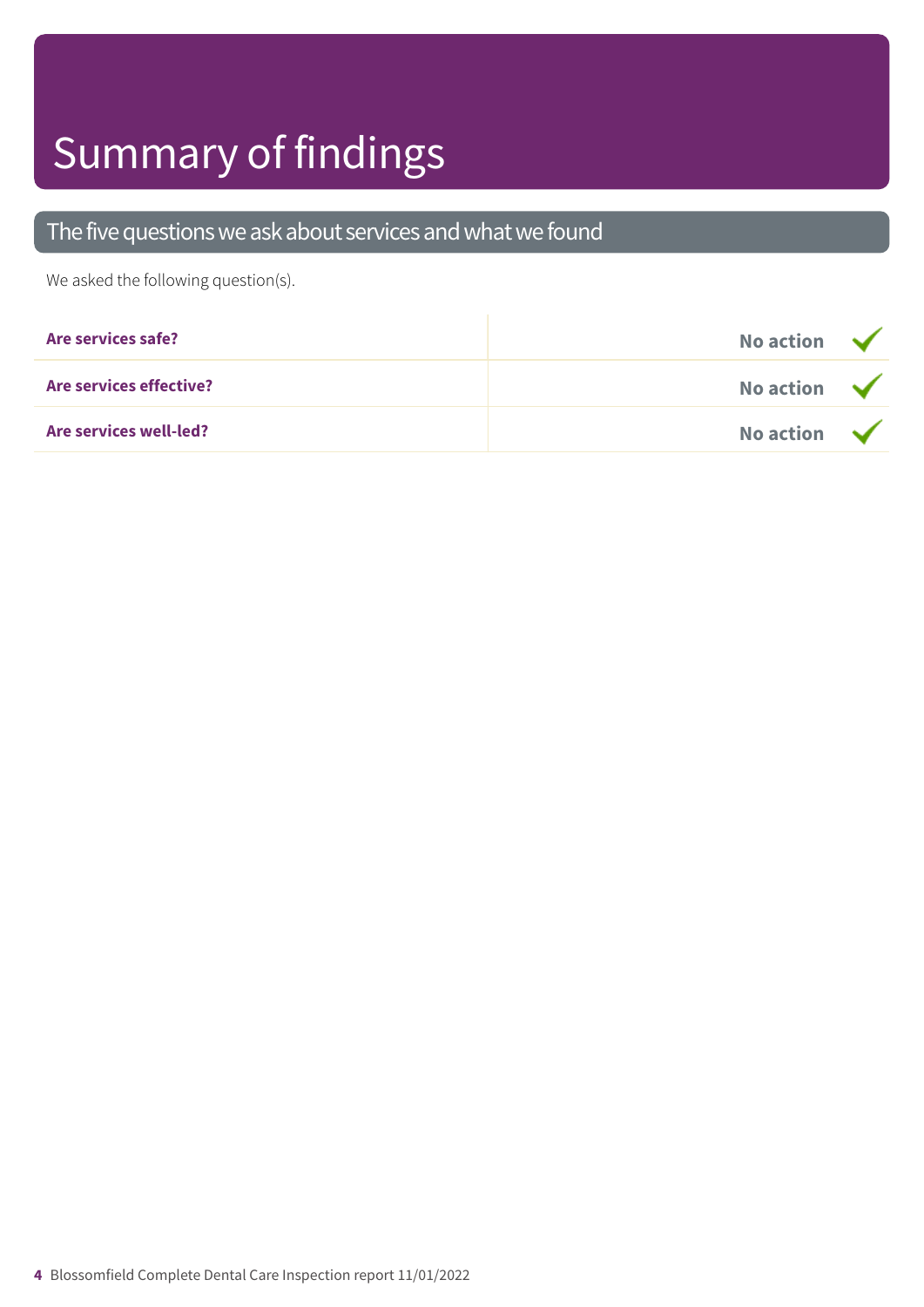# Summary of findings

## The five questions we ask about services and what we found

We asked the following question(s).

| | |
|---|---|
| **Are services safe?** | **No action** ✓ |
| **Are services effective?** | **No action** ✓ |
| **Are services well-led?** | **No action** ✓ |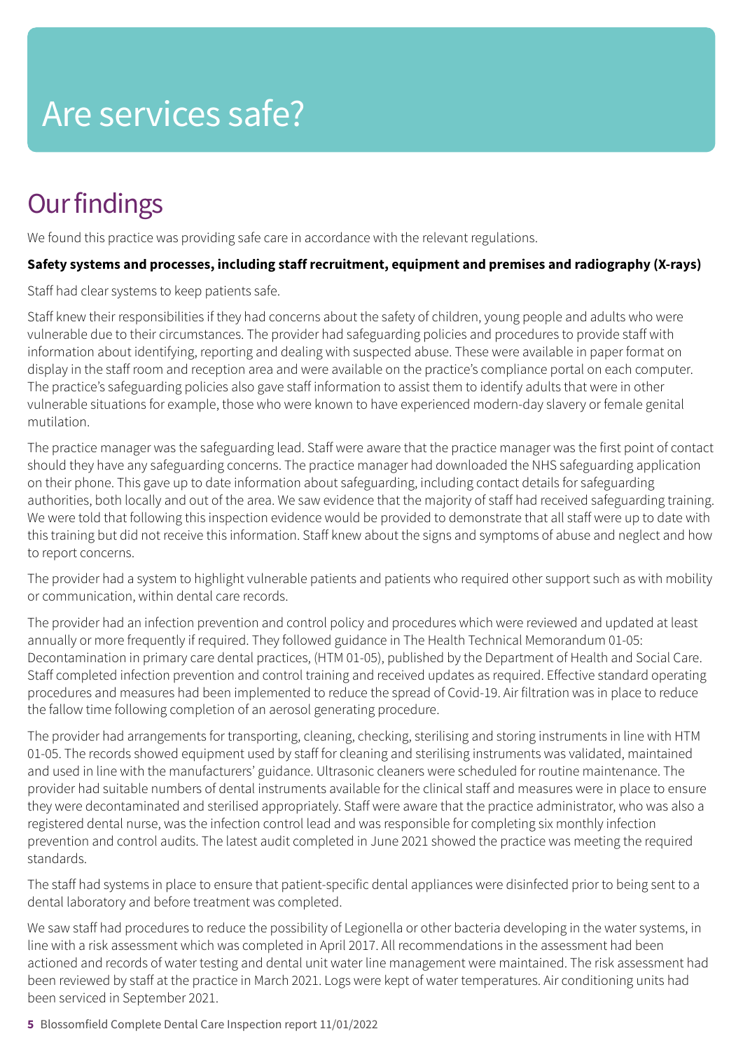# Are services safe?

## Our findings

We found this practice was providing safe care in accordance with the relevant regulations.

**Safety systems and processes, including staff recruitment, equipment and premises and radiography (X-rays)**

Staff had clear systems to keep patients safe.

Staff knew their responsibilities if they had concerns about the safety of children, young people and adults who were vulnerable due to their circumstances. The provider had safeguarding policies and procedures to provide staff with information about identifying, reporting and dealing with suspected abuse. These were available in paper format on display in the staff room and reception area and were available on the practice's compliance portal on each computer. The practice's safeguarding policies also gave staff information to assist them to identify adults that were in other vulnerable situations for example, those who were known to have experienced modern-day slavery or female genital mutilation.

The practice manager was the safeguarding lead. Staff were aware that the practice manager was the first point of contact should they have any safeguarding concerns. The practice manager had downloaded the NHS safeguarding application on their phone. This gave up to date information about safeguarding, including contact details for safeguarding authorities, both locally and out of the area. We saw evidence that the majority of staff had received safeguarding training. We were told that following this inspection evidence would be provided to demonstrate that all staff were up to date with this training but did not receive this information. Staff knew about the signs and symptoms of abuse and neglect and how to report concerns.

The provider had a system to highlight vulnerable patients and patients who required other support such as with mobility or communication, within dental care records.

The provider had an infection prevention and control policy and procedures which were reviewed and updated at least annually or more frequently if required. They followed guidance in The Health Technical Memorandum 01-05: Decontamination in primary care dental practices, (HTM 01-05), published by the Department of Health and Social Care. Staff completed infection prevention and control training and received updates as required. Effective standard operating procedures and measures had been implemented to reduce the spread of Covid-19. Air filtration was in place to reduce the fallow time following completion of an aerosol generating procedure.

The provider had arrangements for transporting, cleaning, checking, sterilising and storing instruments in line with HTM 01-05. The records showed equipment used by staff for cleaning and sterilising instruments was validated, maintained and used in line with the manufacturers' guidance. Ultrasonic cleaners were scheduled for routine maintenance. The provider had suitable numbers of dental instruments available for the clinical staff and measures were in place to ensure they were decontaminated and sterilised appropriately. Staff were aware that the practice administrator, who was also a registered dental nurse, was the infection control lead and was responsible for completing six monthly infection prevention and control audits. The latest audit completed in June 2021 showed the practice was meeting the required standards.

The staff had systems in place to ensure that patient-specific dental appliances were disinfected prior to being sent to a dental laboratory and before treatment was completed.

We saw staff had procedures to reduce the possibility of Legionella or other bacteria developing in the water systems, in line with a risk assessment which was completed in April 2017. All recommendations in the assessment had been actioned and records of water testing and dental unit water line management were maintained. The risk assessment had been reviewed by staff at the practice in March 2021. Logs were kept of water temperatures. Air conditioning units had been serviced in September 2021.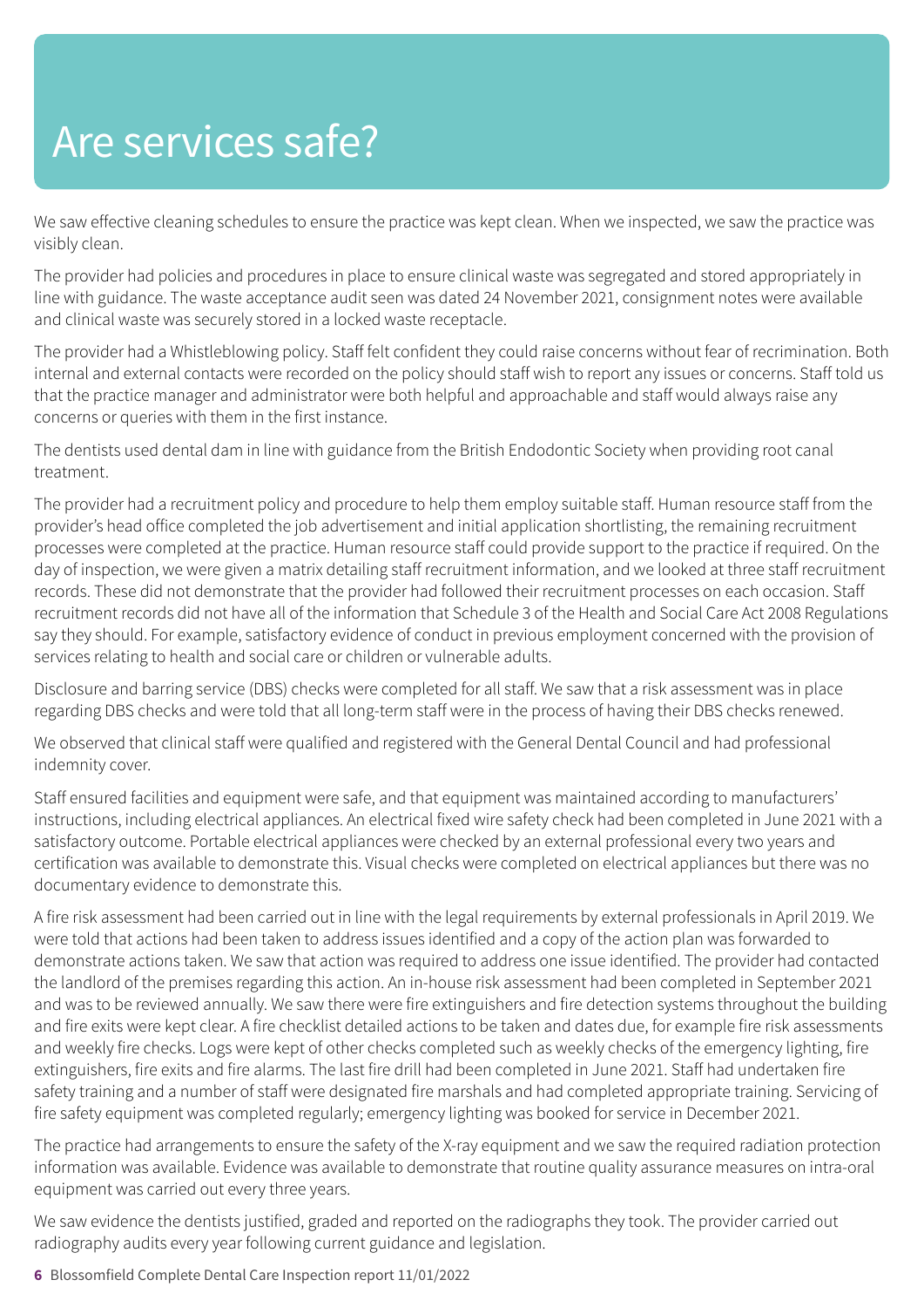# Are services safe?

We saw effective cleaning schedules to ensure the practice was kept clean. When we inspected, we saw the practice was visibly clean.

The provider had policies and procedures in place to ensure clinical waste was segregated and stored appropriately in line with guidance. The waste acceptance audit seen was dated 24 November 2021, consignment notes were available and clinical waste was securely stored in a locked waste receptacle.

The provider had a Whistleblowing policy. Staff felt confident they could raise concerns without fear of recrimination. Both internal and external contacts were recorded on the policy should staff wish to report any issues or concerns. Staff told us that the practice manager and administrator were both helpful and approachable and staff would always raise any concerns or queries with them in the first instance.

The dentists used dental dam in line with guidance from the British Endodontic Society when providing root canal treatment.

The provider had a recruitment policy and procedure to help them employ suitable staff. Human resource staff from the provider's head office completed the job advertisement and initial application shortlisting, the remaining recruitment processes were completed at the practice. Human resource staff could provide support to the practice if required. On the day of inspection, we were given a matrix detailing staff recruitment information, and we looked at three staff recruitment records. These did not demonstrate that the provider had followed their recruitment processes on each occasion. Staff recruitment records did not have all of the information that Schedule 3 of the Health and Social Care Act 2008 Regulations say they should. For example, satisfactory evidence of conduct in previous employment concerned with the provision of services relating to health and social care or children or vulnerable adults.

Disclosure and barring service (DBS) checks were completed for all staff. We saw that a risk assessment was in place regarding DBS checks and were told that all long-term staff were in the process of having their DBS checks renewed.

We observed that clinical staff were qualified and registered with the General Dental Council and had professional indemnity cover.

Staff ensured facilities and equipment were safe, and that equipment was maintained according to manufacturers' instructions, including electrical appliances. An electrical fixed wire safety check had been completed in June 2021 with a satisfactory outcome. Portable electrical appliances were checked by an external professional every two years and certification was available to demonstrate this. Visual checks were completed on electrical appliances but there was no documentary evidence to demonstrate this.

A fire risk assessment had been carried out in line with the legal requirements by external professionals in April 2019. We were told that actions had been taken to address issues identified and a copy of the action plan was forwarded to demonstrate actions taken. We saw that action was required to address one issue identified. The provider had contacted the landlord of the premises regarding this action. An in-house risk assessment had been completed in September 2021 and was to be reviewed annually. We saw there were fire extinguishers and fire detection systems throughout the building and fire exits were kept clear. A fire checklist detailed actions to be taken and dates due, for example fire risk assessments and weekly fire checks. Logs were kept of other checks completed such as weekly checks of the emergency lighting, fire extinguishers, fire exits and fire alarms. The last fire drill had been completed in June 2021. Staff had undertaken fire safety training and a number of staff were designated fire marshals and had completed appropriate training. Servicing of fire safety equipment was completed regularly; emergency lighting was booked for service in December 2021.

The practice had arrangements to ensure the safety of the X-ray equipment and we saw the required radiation protection information was available. Evidence was available to demonstrate that routine quality assurance measures on intra-oral equipment was carried out every three years.

We saw evidence the dentists justified, graded and reported on the radiographs they took. The provider carried out radiography audits every year following current guidance and legislation.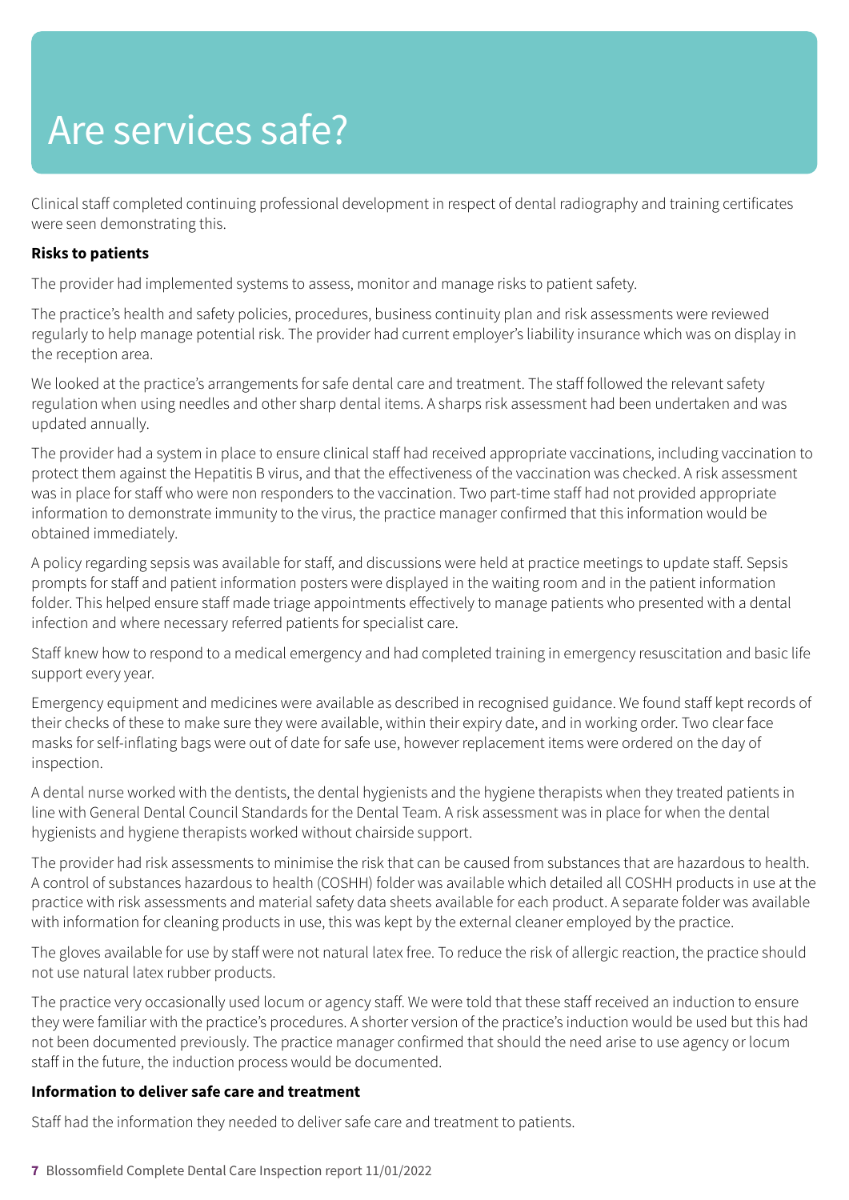# Are services safe?

Clinical staff completed continuing professional development in respect of dental radiography and training certificates were seen demonstrating this.

**Risks to patients**

The provider had implemented systems to assess, monitor and manage risks to patient safety.

The practice's health and safety policies, procedures, business continuity plan and risk assessments were reviewed regularly to help manage potential risk. The provider had current employer's liability insurance which was on display in the reception area.

We looked at the practice's arrangements for safe dental care and treatment. The staff followed the relevant safety regulation when using needles and other sharp dental items. A sharps risk assessment had been undertaken and was updated annually.

The provider had a system in place to ensure clinical staff had received appropriate vaccinations, including vaccination to protect them against the Hepatitis B virus, and that the effectiveness of the vaccination was checked. A risk assessment was in place for staff who were non responders to the vaccination. Two part-time staff had not provided appropriate information to demonstrate immunity to the virus, the practice manager confirmed that this information would be obtained immediately.

A policy regarding sepsis was available for staff, and discussions were held at practice meetings to update staff. Sepsis prompts for staff and patient information posters were displayed in the waiting room and in the patient information folder. This helped ensure staff made triage appointments effectively to manage patients who presented with a dental infection and where necessary referred patients for specialist care.

Staff knew how to respond to a medical emergency and had completed training in emergency resuscitation and basic life support every year.

Emergency equipment and medicines were available as described in recognised guidance. We found staff kept records of their checks of these to make sure they were available, within their expiry date, and in working order. Two clear face masks for self-inflating bags were out of date for safe use, however replacement items were ordered on the day of inspection.

A dental nurse worked with the dentists, the dental hygienists and the hygiene therapists when they treated patients in line with General Dental Council Standards for the Dental Team. A risk assessment was in place for when the dental hygienists and hygiene therapists worked without chairside support.

The provider had risk assessments to minimise the risk that can be caused from substances that are hazardous to health. A control of substances hazardous to health (COSHH) folder was available which detailed all COSHH products in use at the practice with risk assessments and material safety data sheets available for each product. A separate folder was available with information for cleaning products in use, this was kept by the external cleaner employed by the practice.

The gloves available for use by staff were not natural latex free. To reduce the risk of allergic reaction, the practice should not use natural latex rubber products.

The practice very occasionally used locum or agency staff. We were told that these staff received an induction to ensure they were familiar with the practice's procedures. A shorter version of the practice's induction would be used but this had not been documented previously. The practice manager confirmed that should the need arise to use agency or locum staff in the future, the induction process would be documented.

**Information to deliver safe care and treatment**

Staff had the information they needed to deliver safe care and treatment to patients.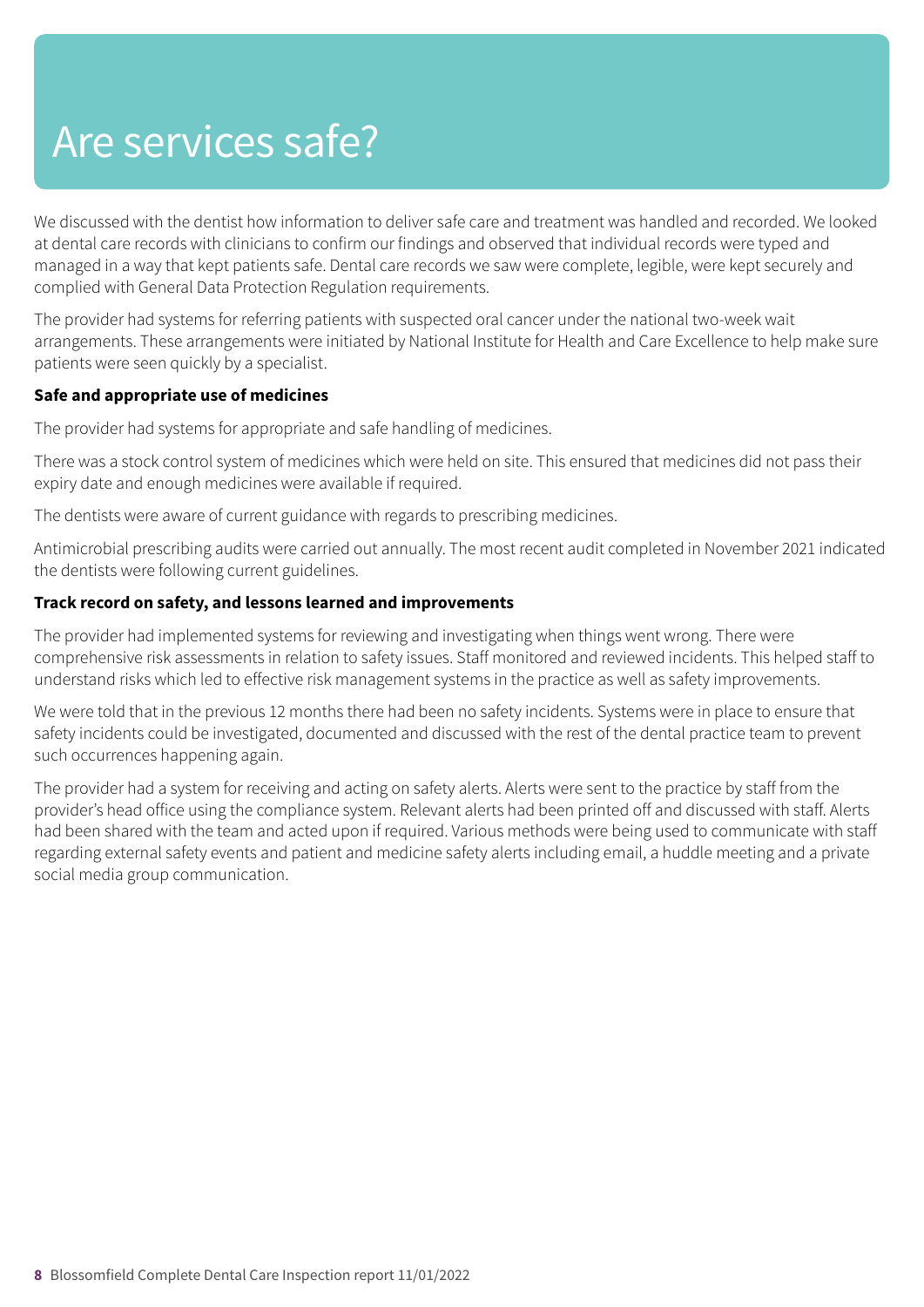# Are services safe?

We discussed with the dentist how information to deliver safe care and treatment was handled and recorded. We looked at dental care records with clinicians to confirm our findings and observed that individual records were typed and managed in a way that kept patients safe. Dental care records we saw were complete, legible, were kept securely and complied with General Data Protection Regulation requirements.

The provider had systems for referring patients with suspected oral cancer under the national two-week wait arrangements. These arrangements were initiated by National Institute for Health and Care Excellence to help make sure patients were seen quickly by a specialist.

**Safe and appropriate use of medicines**

The provider had systems for appropriate and safe handling of medicines.

There was a stock control system of medicines which were held on site. This ensured that medicines did not pass their expiry date and enough medicines were available if required.

The dentists were aware of current guidance with regards to prescribing medicines.

Antimicrobial prescribing audits were carried out annually. The most recent audit completed in November 2021 indicated the dentists were following current guidelines.

**Track record on safety, and lessons learned and improvements**

The provider had implemented systems for reviewing and investigating when things went wrong. There were comprehensive risk assessments in relation to safety issues. Staff monitored and reviewed incidents. This helped staff to understand risks which led to effective risk management systems in the practice as well as safety improvements.

We were told that in the previous 12 months there had been no safety incidents. Systems were in place to ensure that safety incidents could be investigated, documented and discussed with the rest of the dental practice team to prevent such occurrences happening again.

The provider had a system for receiving and acting on safety alerts. Alerts were sent to the practice by staff from the provider's head office using the compliance system. Relevant alerts had been printed off and discussed with staff. Alerts had been shared with the team and acted upon if required. Various methods were being used to communicate with staff regarding external safety events and patient and medicine safety alerts including email, a huddle meeting and a private social media group communication.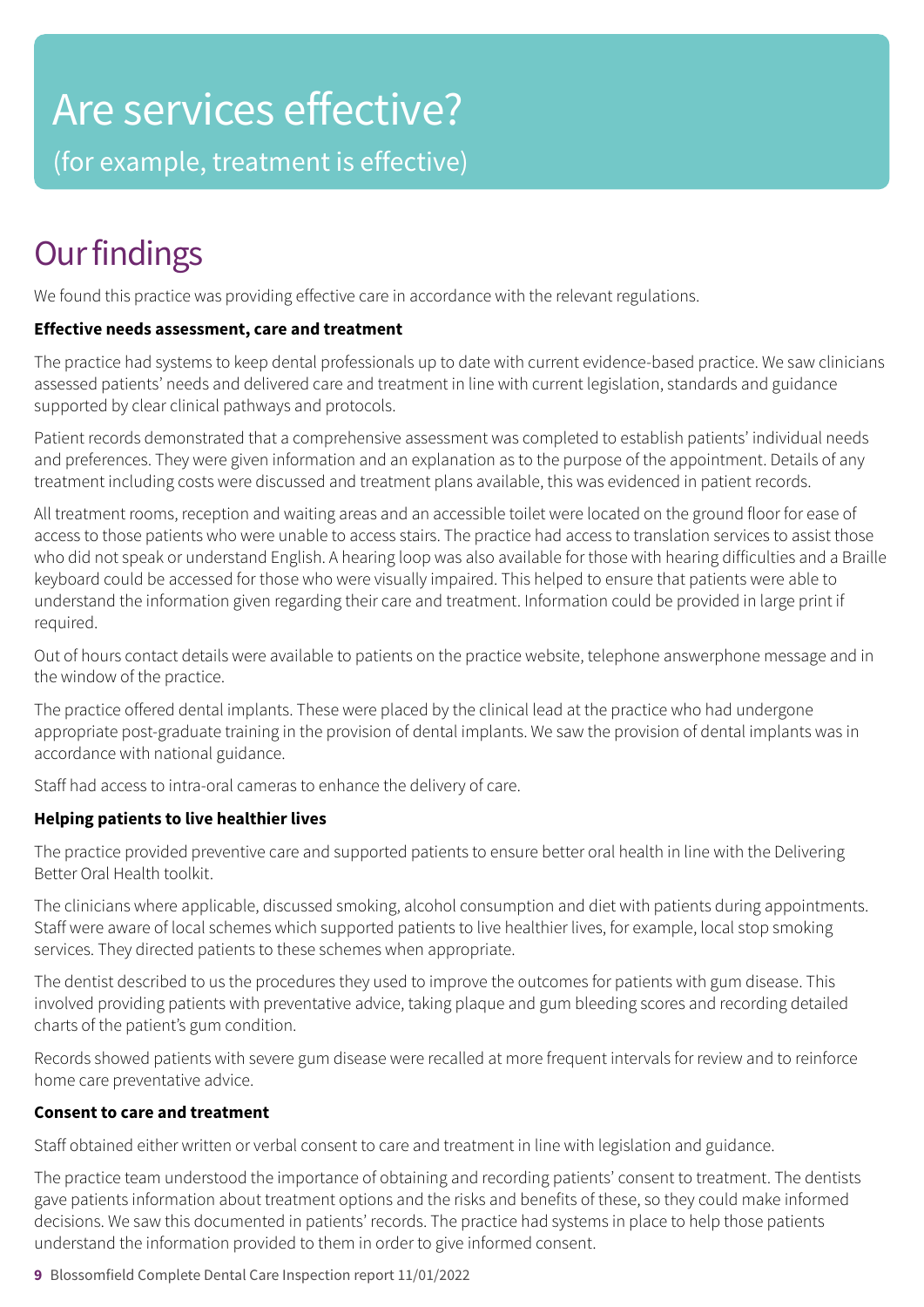# Are services effective?

(for example, treatment is effective)

## Our findings

We found this practice was providing effective care in accordance with the relevant regulations.

**Effective needs assessment, care and treatment**

The practice had systems to keep dental professionals up to date with current evidence-based practice. We saw clinicians assessed patients' needs and delivered care and treatment in line with current legislation, standards and guidance supported by clear clinical pathways and protocols.

Patient records demonstrated that a comprehensive assessment was completed to establish patients' individual needs and preferences. They were given information and an explanation as to the purpose of the appointment. Details of any treatment including costs were discussed and treatment plans available, this was evidenced in patient records.

All treatment rooms, reception and waiting areas and an accessible toilet were located on the ground floor for ease of access to those patients who were unable to access stairs. The practice had access to translation services to assist those who did not speak or understand English. A hearing loop was also available for those with hearing difficulties and a Braille keyboard could be accessed for those who were visually impaired. This helped to ensure that patients were able to understand the information given regarding their care and treatment. Information could be provided in large print if required.

Out of hours contact details were available to patients on the practice website, telephone answerphone message and in the window of the practice.

The practice offered dental implants. These were placed by the clinical lead at the practice who had undergone appropriate post-graduate training in the provision of dental implants. We saw the provision of dental implants was in accordance with national guidance.

Staff had access to intra-oral cameras to enhance the delivery of care.

**Helping patients to live healthier lives**

The practice provided preventive care and supported patients to ensure better oral health in line with the Delivering Better Oral Health toolkit.

The clinicians where applicable, discussed smoking, alcohol consumption and diet with patients during appointments. Staff were aware of local schemes which supported patients to live healthier lives, for example, local stop smoking services. They directed patients to these schemes when appropriate.

The dentist described to us the procedures they used to improve the outcomes for patients with gum disease. This involved providing patients with preventative advice, taking plaque and gum bleeding scores and recording detailed charts of the patient's gum condition.

Records showed patients with severe gum disease were recalled at more frequent intervals for review and to reinforce home care preventative advice.

**Consent to care and treatment**

Staff obtained either written or verbal consent to care and treatment in line with legislation and guidance.

The practice team understood the importance of obtaining and recording patients' consent to treatment. The dentists gave patients information about treatment options and the risks and benefits of these, so they could make informed decisions. We saw this documented in patients' records. The practice had systems in place to help those patients understand the information provided to them in order to give informed consent.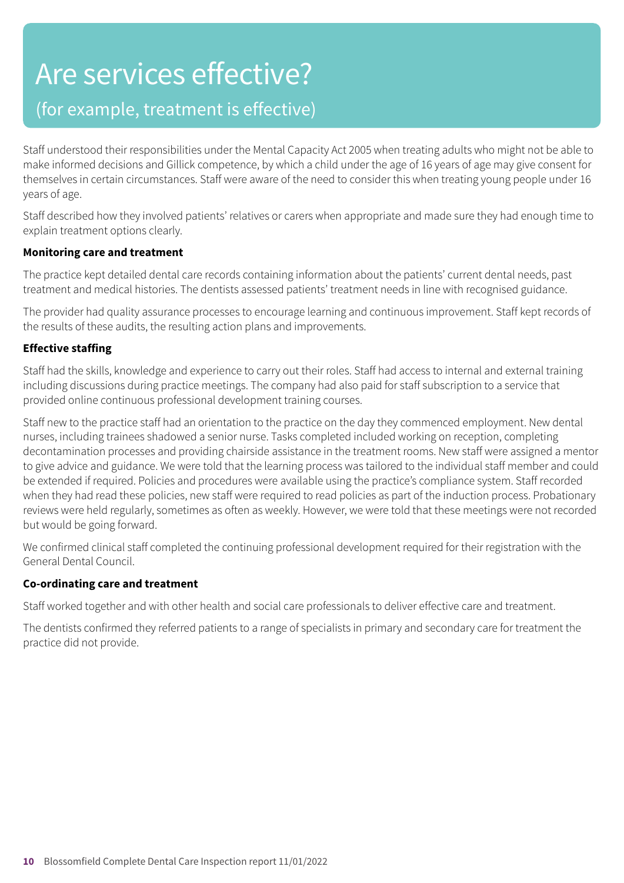# Are services effective?

## (for example, treatment is effective)

Staff understood their responsibilities under the Mental Capacity Act 2005 when treating adults who might not be able to make informed decisions and Gillick competence, by which a child under the age of 16 years of age may give consent for themselves in certain circumstances. Staff were aware of the need to consider this when treating young people under 16 years of age.

Staff described how they involved patients' relatives or carers when appropriate and made sure they had enough time to explain treatment options clearly.

**Monitoring care and treatment**

The practice kept detailed dental care records containing information about the patients' current dental needs, past treatment and medical histories. The dentists assessed patients' treatment needs in line with recognised guidance.

The provider had quality assurance processes to encourage learning and continuous improvement. Staff kept records of the results of these audits, the resulting action plans and improvements.

**Effective staffing**

Staff had the skills, knowledge and experience to carry out their roles. Staff had access to internal and external training including discussions during practice meetings. The company had also paid for staff subscription to a service that provided online continuous professional development training courses.

Staff new to the practice staff had an orientation to the practice on the day they commenced employment. New dental nurses, including trainees shadowed a senior nurse. Tasks completed included working on reception, completing decontamination processes and providing chairside assistance in the treatment rooms. New staff were assigned a mentor to give advice and guidance. We were told that the learning process was tailored to the individual staff member and could be extended if required. Policies and procedures were available using the practice's compliance system. Staff recorded when they had read these policies, new staff were required to read policies as part of the induction process. Probationary reviews were held regularly, sometimes as often as weekly. However, we were told that these meetings were not recorded but would be going forward.

We confirmed clinical staff completed the continuing professional development required for their registration with the General Dental Council.

**Co-ordinating care and treatment**

Staff worked together and with other health and social care professionals to deliver effective care and treatment.

The dentists confirmed they referred patients to a range of specialists in primary and secondary care for treatment the practice did not provide.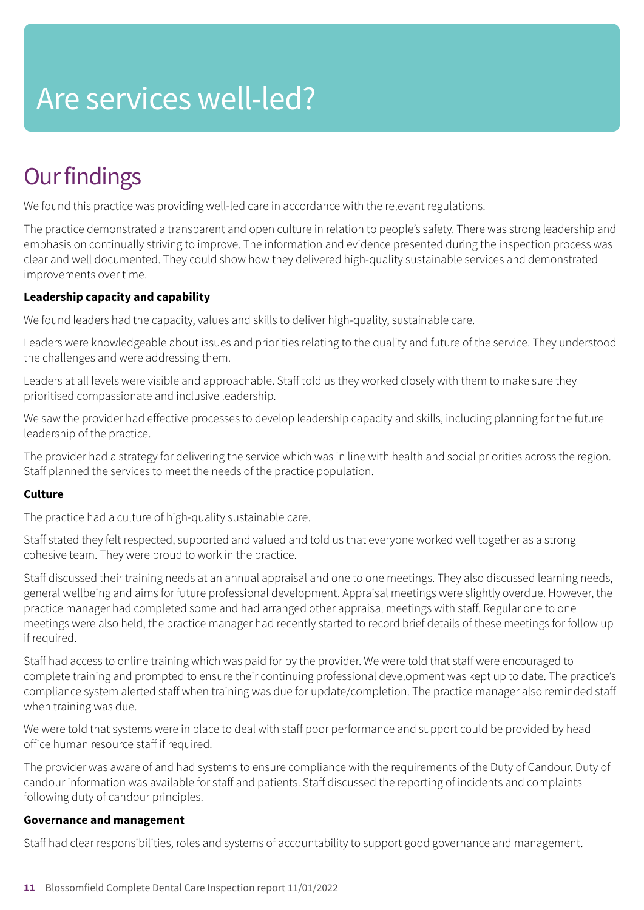# Are services well-led?

## Our findings

We found this practice was providing well-led care in accordance with the relevant regulations.

The practice demonstrated a transparent and open culture in relation to people's safety. There was strong leadership and emphasis on continually striving to improve. The information and evidence presented during the inspection process was clear and well documented. They could show how they delivered high-quality sustainable services and demonstrated improvements over time.

**Leadership capacity and capability**

We found leaders had the capacity, values and skills to deliver high-quality, sustainable care.

Leaders were knowledgeable about issues and priorities relating to the quality and future of the service. They understood the challenges and were addressing them.

Leaders at all levels were visible and approachable. Staff told us they worked closely with them to make sure they prioritised compassionate and inclusive leadership.

We saw the provider had effective processes to develop leadership capacity and skills, including planning for the future leadership of the practice.

The provider had a strategy for delivering the service which was in line with health and social priorities across the region. Staff planned the services to meet the needs of the practice population.

**Culture**

The practice had a culture of high-quality sustainable care.

Staff stated they felt respected, supported and valued and told us that everyone worked well together as a strong cohesive team. They were proud to work in the practice.

Staff discussed their training needs at an annual appraisal and one to one meetings. They also discussed learning needs, general wellbeing and aims for future professional development. Appraisal meetings were slightly overdue. However, the practice manager had completed some and had arranged other appraisal meetings with staff. Regular one to one meetings were also held, the practice manager had recently started to record brief details of these meetings for follow up if required.

Staff had access to online training which was paid for by the provider. We were told that staff were encouraged to complete training and prompted to ensure their continuing professional development was kept up to date. The practice's compliance system alerted staff when training was due for update/completion. The practice manager also reminded staff when training was due.

We were told that systems were in place to deal with staff poor performance and support could be provided by head office human resource staff if required.

The provider was aware of and had systems to ensure compliance with the requirements of the Duty of Candour. Duty of candour information was available for staff and patients. Staff discussed the reporting of incidents and complaints following duty of candour principles.

**Governance and management**

Staff had clear responsibilities, roles and systems of accountability to support good governance and management.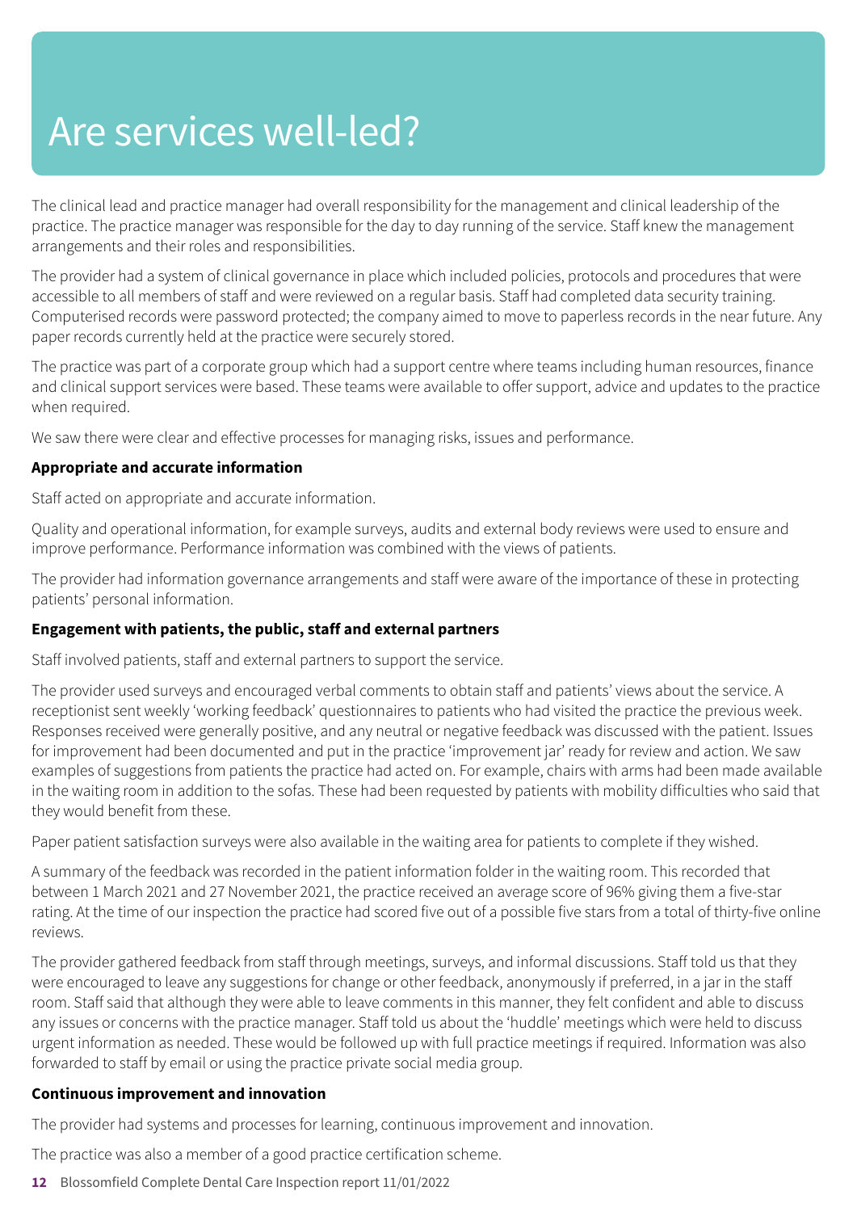# Are services well-led?

The clinical lead and practice manager had overall responsibility for the management and clinical leadership of the practice. The practice manager was responsible for the day to day running of the service. Staff knew the management arrangements and their roles and responsibilities.

The provider had a system of clinical governance in place which included policies, protocols and procedures that were accessible to all members of staff and were reviewed on a regular basis. Staff had completed data security training. Computerised records were password protected; the company aimed to move to paperless records in the near future. Any paper records currently held at the practice were securely stored.

The practice was part of a corporate group which had a support centre where teams including human resources, finance and clinical support services were based. These teams were available to offer support, advice and updates to the practice when required.

We saw there were clear and effective processes for managing risks, issues and performance.

**Appropriate and accurate information**

Staff acted on appropriate and accurate information.

Quality and operational information, for example surveys, audits and external body reviews were used to ensure and improve performance. Performance information was combined with the views of patients.

The provider had information governance arrangements and staff were aware of the importance of these in protecting patients' personal information.

**Engagement with patients, the public, staff and external partners**

Staff involved patients, staff and external partners to support the service.

The provider used surveys and encouraged verbal comments to obtain staff and patients' views about the service. A receptionist sent weekly 'working feedback' questionnaires to patients who had visited the practice the previous week. Responses received were generally positive, and any neutral or negative feedback was discussed with the patient. Issues for improvement had been documented and put in the practice 'improvement jar' ready for review and action. We saw examples of suggestions from patients the practice had acted on. For example, chairs with arms had been made available in the waiting room in addition to the sofas. These had been requested by patients with mobility difficulties who said that they would benefit from these.

Paper patient satisfaction surveys were also available in the waiting area for patients to complete if they wished.

A summary of the feedback was recorded in the patient information folder in the waiting room. This recorded that between 1 March 2021 and 27 November 2021, the practice received an average score of 96% giving them a five-star rating. At the time of our inspection the practice had scored five out of a possible five stars from a total of thirty-five online reviews.

The provider gathered feedback from staff through meetings, surveys, and informal discussions. Staff told us that they were encouraged to leave any suggestions for change or other feedback, anonymously if preferred, in a jar in the staff room. Staff said that although they were able to leave comments in this manner, they felt confident and able to discuss any issues or concerns with the practice manager. Staff told us about the 'huddle' meetings which were held to discuss urgent information as needed. These would be followed up with full practice meetings if required. Information was also forwarded to staff by email or using the practice private social media group.

**Continuous improvement and innovation**

The provider had systems and processes for learning, continuous improvement and innovation.

The practice was also a member of a good practice certification scheme.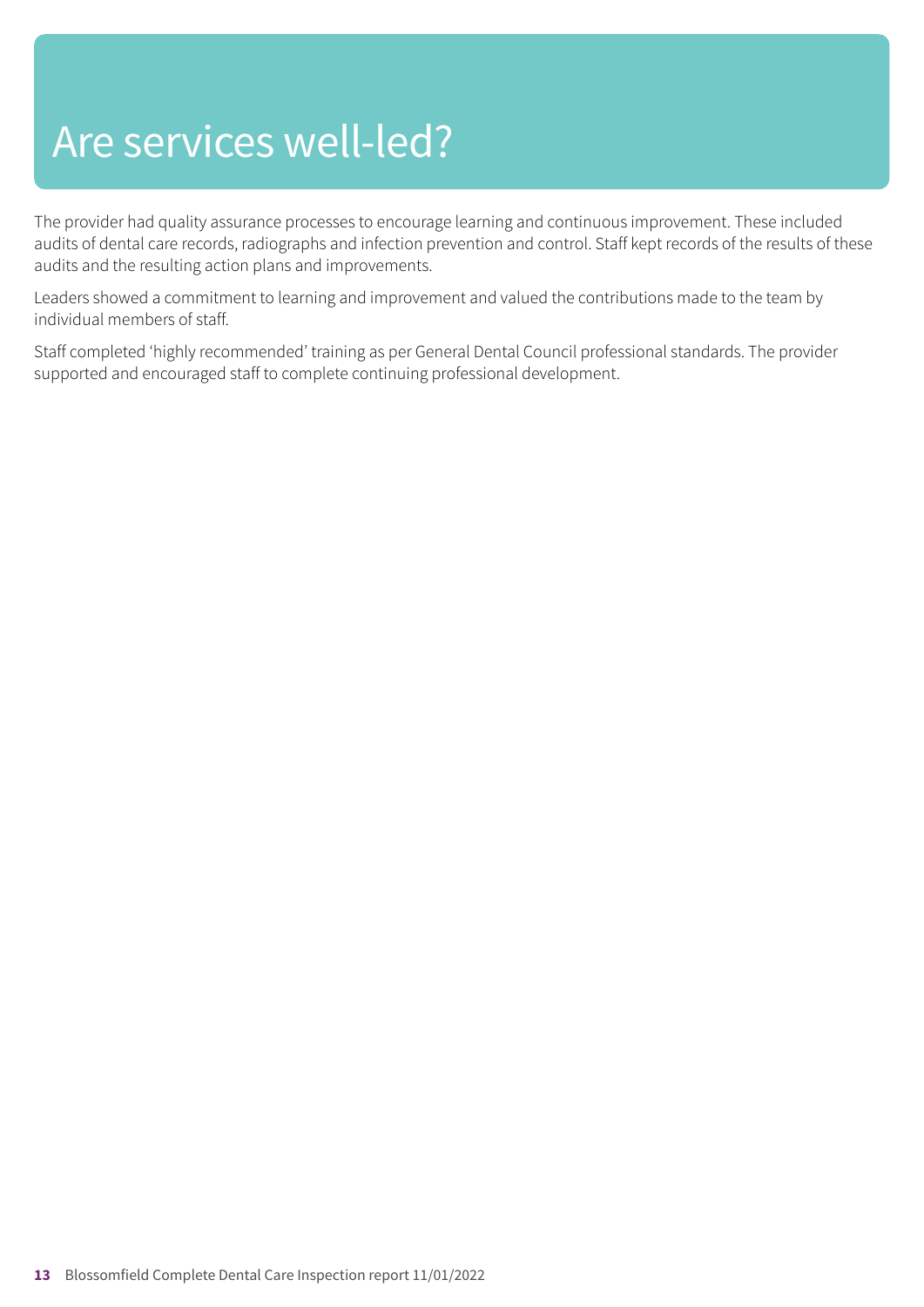# Are services well-led?

The provider had quality assurance processes to encourage learning and continuous improvement. These included audits of dental care records, radiographs and infection prevention and control. Staff kept records of the results of these audits and the resulting action plans and improvements.

Leaders showed a commitment to learning and improvement and valued the contributions made to the team by individual members of staff.

Staff completed 'highly recommended' training as per General Dental Council professional standards. The provider supported and encouraged staff to complete continuing professional development.